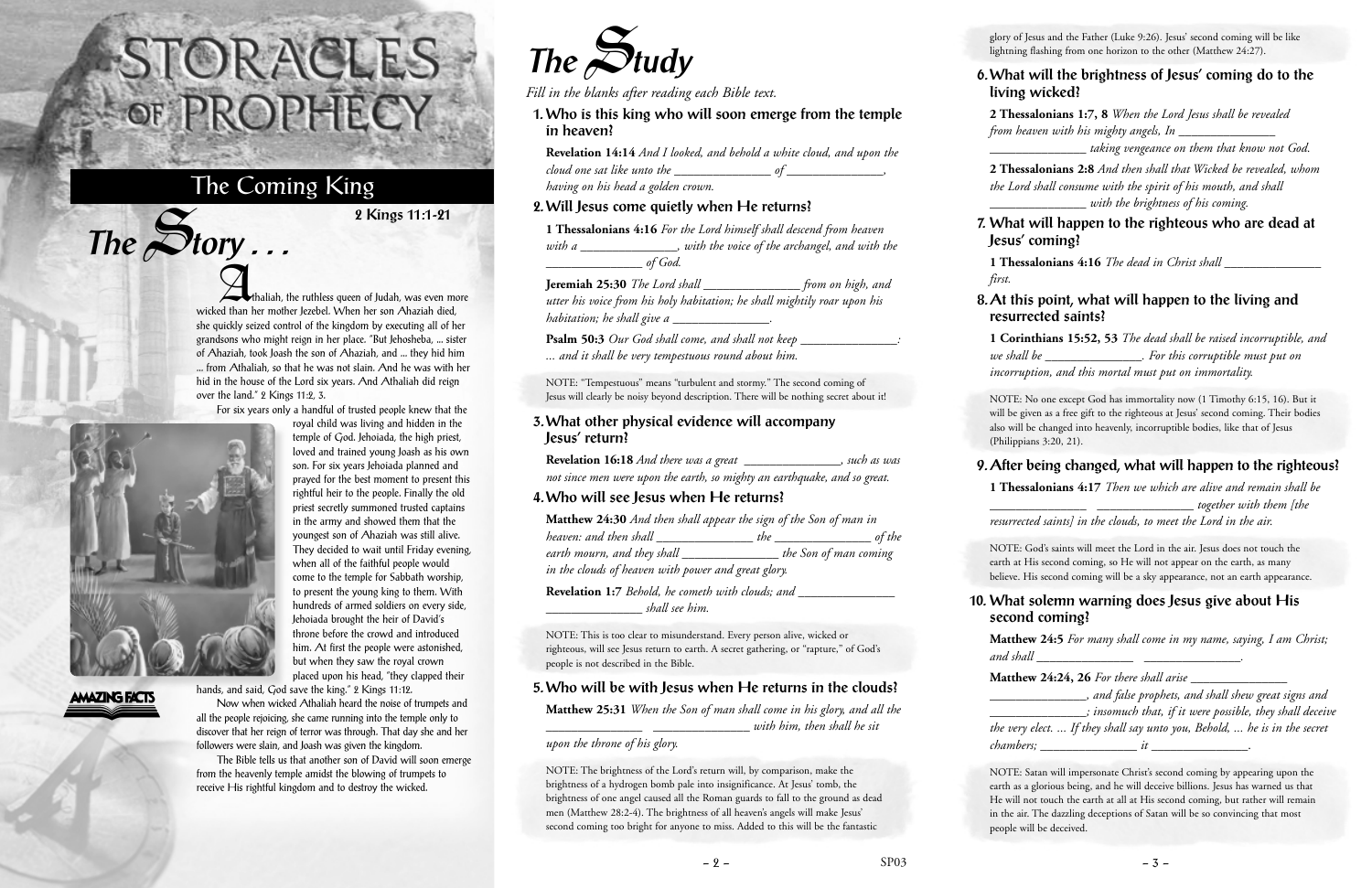# STORACLES OF PROPHECY

## The Coming King

**2 Kings 11:1-21**

## The Story . . .

Athaliah, the ruthless queen of Judah, was even more wicked than her mother Jezebel. When her son Ahaziah died, she quickly seized control of the kingdom by executing all of her grandsons who might reign in her place. "But Jehosheba, ... sister of Ahaziah, took Joash the son of Ahaziah, and ... they hid him ... from Athaliah, so that he was not slain. And he was with her hid in the house of the Lord six years. And Athaliah did reign over the land." 2 Kings 11:2, 3.

For six years only a handful of trusted people knew that the royal child was living and hidden in the temple of God. Jehoiada, the high priest, loved and trained young Joash as his own son. For six years Jehoiada planned and prayed for the best moment to present this rightful heir to the people. Finally the old priest secretly summoned trusted captains in the army and showed them that the youngest son of Ahaziah was still alive. They decided to wait until Friday evening, when all of the faithful people would come to the temple for Sabbath worship, to present the young king to them. With hundreds of armed soldiers on every side, Jehoiada brought the heir of David's throne before the crowd and introduced him. At first the people were astonished, but when they saw the royal crown placed upon his head, "they clapped their hands, and said, God save the king." 2 Kings 11:12.

Now when wicked Athaliah heard the noise of trumpets and all the people rejoicing, she came running into the temple only to discover that her reign of terror was through. That day she and her followers were slain, and Joash was given the kingdom.

The Bible tells us that another son of David will soon emerge from the heavenly temple amidst the blowing of trumpets to receive His rightful kingdom and to destroy the wicked.

AMAZING FACTS

## The Study

*Fill in the blanks after reading each Bible text.*

### 1. Who is this king who will soon emerge from the temple in heaven?

**Revelation 14:14** *And I looked, and behold a white cloud, and upon the cloud one sat like unto the _______________ of _______________, having on his head a golden crown.*

### 2. Will Jesus come quietly when He returns?

**1 Thessalonians 4:16** *For the Lord himself shall descend from heaven with a _______________, with the voice of the archangel, and with the _______________ of God.*

**Jeremiah 25:30** *The Lord shall _______________ from on high, and utter his voice from his holy habitation; he shall mightily roar upon his habitation; he shall give a _______________.*

**Psalm 50:3** *Our God shall come, and shall not keep _______________: ... and it shall be very tempestuous round about him.*

NOTE: "Tempestuous" means "turbulent and stormy." The second coming of Jesus will clearly be noisy beyond description. There will be nothing secret about it!

### 3. What other physical evidence will accompany Jesus' return?

**Revelation 16:18** *And there was a great _______________, such as was not since men were upon the earth, so mighty an earthquake, and so great.*

### 4. Who will see Jesus when He returns?

**Matthew 24:30** *And then shall appear the sign of the Son of man in heaven: and then shall _______________ the _______________ of the earth mourn, and they shall _______________ the Son of man coming in the clouds of heaven with power and great glory.*

**Revelation 1:7** *Behold, he cometh with clouds; and _______________ _______________ shall see him.*

NOTE: This is too clear to misunderstand. Every person alive, wicked or righteous, will see Jesus return to earth. A secret gathering, or "rapture," of God's people is not described in the Bible.

### 5. Who will be with Jesus when He returns in the clouds?

**Matthew 25:31** *When the Son of man shall come in his glory, and all the _______________ _______________ with him, then shall he sit upon the throne of his glory.*

NOTE: The brightness of the Lord's return will, by comparison, make the brightness of a hydrogen bomb pale into insignificance. At Jesus' tomb, the brightness of one angel caused all the Roman guards to fall to the ground as dead men (Matthew 28:2-4). The brightness of all heaven's angels will make Jesus' second coming too bright for anyone to miss. Added to this will be the fantastic glory of Jesus and the Father (Luke 9:26). Jesus' second coming will be like lightning flashing from one horizon to the other (Matthew 24:27).

### 6. What will the brightness of Jesus' coming do to the living wicked?

**2 Thessalonians 1:7, 8** *When the Lord Jesus shall be revealed from heaven with his mighty angels, In _______________ _______________ taking vengeance on them that know not God.*

**2 Thessalonians 2:8** *And then shall that Wicked be revealed, whom the Lord shall consume with the spirit of his mouth, and shall _______________ with the brightness of his coming.*

### 7. What will happen to the righteous who are dead at Jesus' coming?

**1 Thessalonians 4:16** *The dead in Christ shall _______________ first.*

### 8. At this point, what will happen to the living and resurrected saints?

**1 Corinthians 15:52, 53** *The dead shall be raised incorruptible, and we shall be _______________. For this corruptible must put on incorruption, and this mortal must put on immortality.*

NOTE: No one except God has immortality now (1 Timothy 6:15, 16). But it will be given as a free gift to the righteous at Jesus' second coming. Their bodies also will be changed into heavenly, incorruptible bodies, like that of Jesus (Philippians 3:20, 21).

### 9. After being changed, what will happen to the righteous?

**1 Thessalonians 4:17** *Then we which are alive and remain shall be _______________ _______________ together with them [the resurrected saints] in the clouds, to meet the Lord in the air.*

NOTE: God's saints will meet the Lord in the air. Jesus does not touch the earth at His second coming, so He will not appear on the earth, as many believe. His second coming will be a sky appearance, not an earth appearance.

### 10. What solemn warning does Jesus give about His second coming?

**Matthew 24:5** *For many shall come in my name, saying, I am Christ; and shall _______________ _______________.*

**Matthew 24:24, 26** *For there shall arise _______________ _______________, and false prophets, and shall shew great signs and _______________; insomuch that, if it were possible, they shall deceive the very elect. ... If they shall say unto you, Behold, ... he is in the secret chambers; _______________ it _______________.*

NOTE: Satan will impersonate Christ's second coming by appearing upon the earth as a glorious being, and he will deceive billions. Jesus has warned us that He will not touch the earth at all at His second coming, but rather will remain in the air. The dazzling deceptions of Satan will be so convincing that most people will be deceived.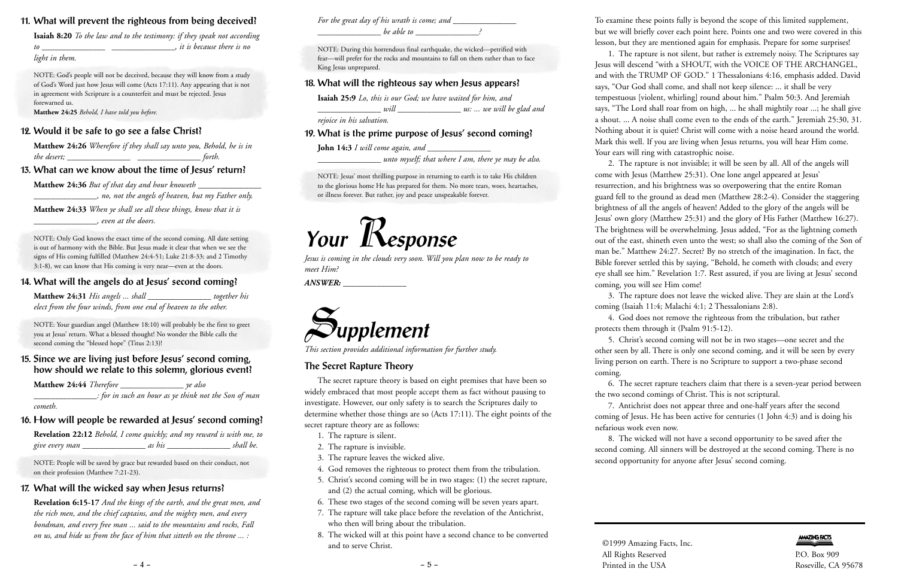## 11. What will prevent the righteous from being deceived?

**Isaiah 8:20** *To the law and to the testimony: if they speak not according to \_\_\_\_\_\_\_\_\_\_\_\_\_\_\_ \_\_\_\_\_\_\_\_\_\_\_\_\_\_\_, it is because there is no light in them.*

NOTE: God's people will not be deceived, because they will know from a study of God's Word just how Jesus will come (Acts 17:11). Any appearing that is not in agreement with Scripture is a counterfeit and must be rejected. Jesus forewarned us.
**Matthew 24:25** *Behold, I have told you before.*

## 12. Would it be safe to go see a false Christ?

**Matthew 24:26** *Wherefore if they shall say unto you, Behold, he is in the desert; \_\_\_\_\_\_\_\_\_\_\_\_\_\_\_ \_\_\_\_\_\_\_\_\_\_\_\_\_\_\_ forth.*

## 13. What can we know about the time of Jesus' return?

**Matthew 24:36** *But of that day and hour knoweth \_\_\_\_\_\_\_\_\_\_\_\_\_\_\_ \_\_\_\_\_\_\_\_\_\_\_\_\_\_\_, no, not the angels of heaven, but my Father only.*

**Matthew 24:33** *When ye shall see all these things, know that it is \_\_\_\_\_\_\_\_\_\_\_\_\_\_\_, even at the doors.*

NOTE: Only God knows the exact time of the second coming. All date setting is out of harmony with the Bible. But Jesus made it clear that when we see the signs of His coming fulfilled (Matthew 24:4-51; Luke 21:8-33; and 2 Timothy 3:1-8), we can know that His coming is very near—even at the doors.

## 14. What will the angels do at Jesus' second coming?

**Matthew 24:31** *His angels ... shall \_\_\_\_\_\_\_\_\_\_\_\_\_\_\_ together his elect from the four winds, from one end of heaven to the other.*

NOTE: Your guardian angel (Matthew 18:10) will probably be the first to greet you at Jesus' return. What a blessed thought! No wonder the Bible calls the second coming the "blessed hope" (Titus 2:13)!

## 15. Since we are living just before Jesus' second coming, how should we relate to this solemn, glorious event?

**Matthew 24:44** *Therefore \_\_\_\_\_\_\_\_\_\_\_\_\_\_\_ ye also \_\_\_\_\_\_\_\_\_\_\_\_\_\_\_: for in such an hour as ye think not the Son of man cometh.*

## 16. How will people be rewarded at Jesus' second coming?

**Revelation 22:12** *Behold, I come quickly; and my reward is with me, to give every man \_\_\_\_\_\_\_\_\_\_\_\_\_\_\_ as his \_\_\_\_\_\_\_\_\_\_\_\_\_\_\_ shall be.*

NOTE: People will be saved by grace but rewarded based on their conduct, not on their profession (Matthew 7:21-23).

## 17. What will the wicked say when Jesus returns?

**Revelation 6:15-17** *And the kings of the earth, and the great men, and the rich men, and the chief captains, and the mighty men, and every bondman, and every free man ... said to the mountains and rocks, Fall on us, and hide us from the face of him that sitteth on the throne ... : For the great day of his wrath is come; and \_\_\_\_\_\_\_\_\_\_\_\_\_\_\_ \_\_\_\_\_\_\_\_\_\_\_\_\_\_\_ be able to \_\_\_\_\_\_\_\_\_\_\_\_\_\_\_?*

NOTE: During this horrendous final earthquake, the wicked—petrified with fear—will prefer for the rocks and mountains to fall on them rather than to face King Jesus unprepared.

## 18. What will the righteous say when Jesus appears?

**Isaiah 25:9** *Lo, this is our God; we have waited for him, and \_\_\_\_\_\_\_\_\_\_\_\_\_\_\_ will \_\_\_\_\_\_\_\_\_\_\_\_\_\_\_ us: ... we will be glad and rejoice in his salvation.*

## 19. What is the prime purpose of Jesus' second coming?

**John 14:3** *I will come again, and \_\_\_\_\_\_\_\_\_\_\_\_\_\_\_ \_\_\_\_\_\_\_\_\_\_\_\_\_\_\_ unto myself; that where I am, there ye may be also.*

NOTE: Jesus' most thrilling purpose in returning to earth is to take His children to the glorious home He has prepared for them. No more tears, woes, heartaches, or illness forever. But rather, joy and peace unspeakable forever.

# Your Response

*Jesus is coming in the clouds very soon. Will you plan now to be ready to meet Him?*

***ANSWER:*** \_\_\_\_\_\_\_\_\_\_\_\_\_\_\_

# Supplement

*This section provides additional information for further study.*

## The Secret Rapture Theory

The secret rapture theory is based on eight premises that have been so widely embraced that most people accept them as fact without pausing to investigate. However, our only safety is to search the Scriptures daily to determine whether those things are so (Acts 17:11). The eight points of the secret rapture theory are as follows:

1. The rapture is silent.
2. The rapture is invisible.
3. The rapture leaves the wicked alive.
4. God removes the righteous to protect them from the tribulation.
5. Christ's second coming will be in two stages: (1) the secret rapture, and (2) the actual coming, which will be glorious.
6. These two stages of the second coming will be seven years apart.
7. The rapture will take place before the revelation of the Antichrist, who then will bring about the tribulation.
8. The wicked will at this point have a second chance to be converted and to serve Christ.

To examine these points fully is beyond the scope of this limited supplement, but we will briefly cover each point here. Points one and two were covered in this lesson, but they are mentioned again for emphasis. Prepare for some surprises!

1. The rapture is not silent, but rather is extremely noisy. The Scriptures say Jesus will descend "with a SHOUT, with the VOICE OF THE ARCHANGEL, and with the TRUMP OF GOD." 1 Thessalonians 4:16, emphasis added. David says, "Our God shall come, and shall not keep silence: ... it shall be very tempestuous [violent, whirling] round about him." Psalm 50:3. And Jeremiah says, "The Lord shall roar from on high, ... he shall mightily roar ...; he shall give a shout. ... A noise shall come even to the ends of the earth." Jeremiah 25:30, 31. Nothing about it is quiet! Christ will come with a noise heard around the world. Mark this well. If you are living when Jesus returns, you will hear Him come. Your ears will ring with catastrophic noise.

2. The rapture is not invisible; it will be seen by all. All of the angels will come with Jesus (Matthew 25:31). One lone angel appeared at Jesus' resurrection, and his brightness was so overpowering that the entire Roman guard fell to the ground as dead men (Matthew 28:2-4). Consider the staggering brightness of all the angels of heaven! Added to the glory of the angels will be Jesus' own glory (Matthew 25:31) and the glory of His Father (Matthew 16:27). The brightness will be overwhelming. Jesus added, "For as the lightning cometh out of the east, shineth even unto the west; so shall also the coming of the Son of man be." Matthew 24:27. Secret? By no stretch of the imagination. In fact, the Bible forever settled this by saying, "Behold, he cometh with clouds; and every eye shall see him." Revelation 1:7. Rest assured, if you are living at Jesus' second coming, you will see Him come!

3. The rapture does not leave the wicked alive. They are slain at the Lord's coming (Isaiah 11:4; Malachi 4:1; 2 Thessalonians 2:8).

4. God does not remove the righteous from the tribulation, but rather protects them through it (Psalm 91:5-12).

5. Christ's second coming will not be in two stages—one secret and the other seen by all. There is only one second coming, and it will be seen by every living person on earth. There is no Scripture to support a two-phase second coming.

6. The secret rapture teachers claim that there is a seven-year period between the two second comings of Christ. This is not scriptural.

7. Antichrist does not appear three and one-half years after the second coming of Jesus. He has been active for centuries (1 John 4:3) and is doing his nefarious work even now.

8. The wicked will not have a second opportunity to be saved after the second coming. All sinners will be destroyed at the second coming. There is no second opportunity for anyone after Jesus' second coming.

©1999 Amazing Facts, Inc.
All Rights Reserved
Printed in the USA

AMAZING FACTS
P.O. Box 909
Roseville, CA 95678